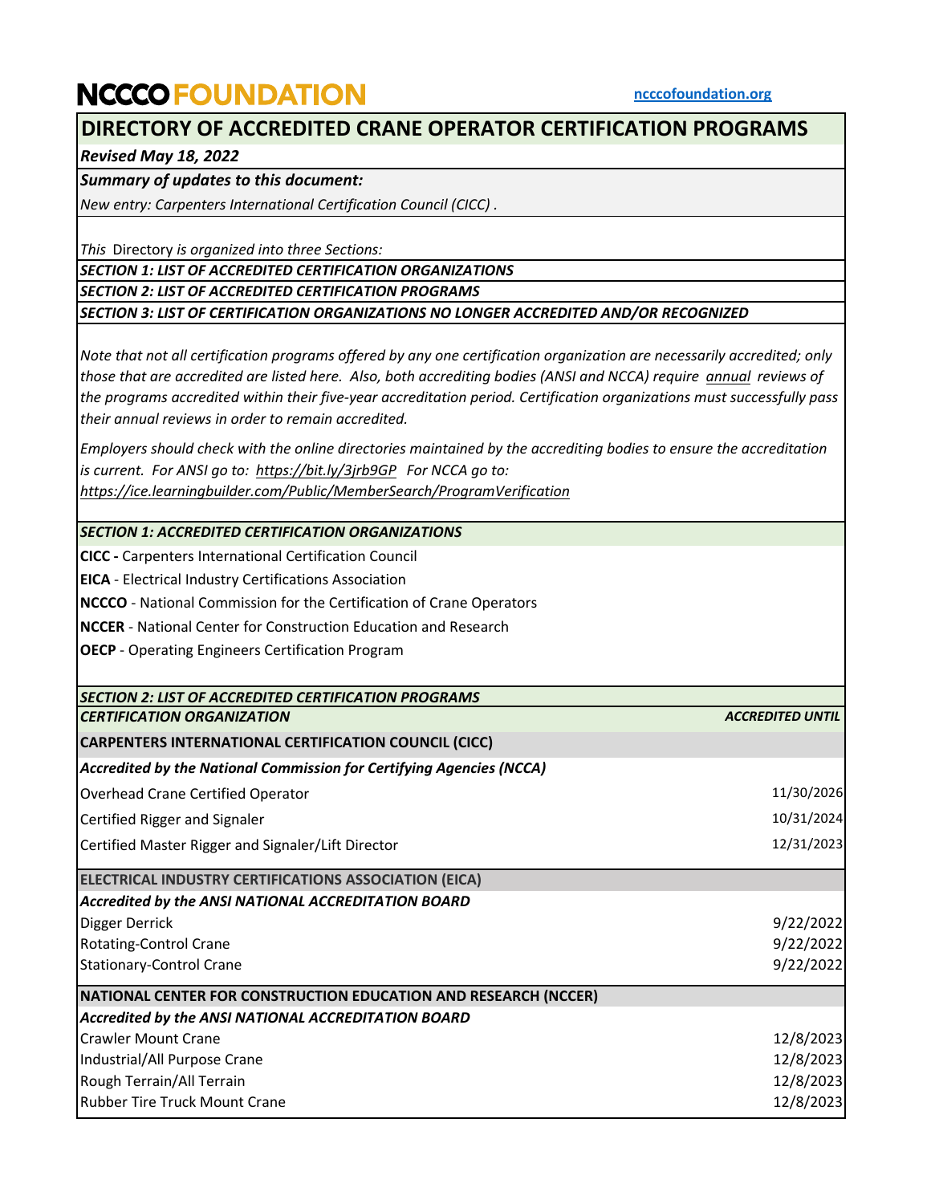# NCCCO FOUNDATION

ncccofoundation.org

## DIRECTORY OF ACCREDITED CRANE OPERATOR CERTIFICATION PROGRAMS

***Revised May 18, 2022***

***Summary of updates to this document:***

*New entry: Carpenters International Certification Council (CICC) .*

*This Directory is organized into three Sections:*

***SECTION 1: LIST OF ACCREDITED CERTIFICATION ORGANIZATIONS***

***SECTION 2: LIST OF ACCREDITED CERTIFICATION PROGRAMS***

***SECTION 3: LIST OF CERTIFICATION ORGANIZATIONS NO LONGER ACCREDITED AND/OR RECOGNIZED***

*Note that not all certification programs offered by any one certification organization are necessarily accredited; only those that are accredited are listed here. Also, both accrediting bodies (ANSI and NCCA) require annual reviews of the programs accredited within their five-year accreditation period. Certification organizations must successfully pass their annual reviews in order to remain accredited.*

*Employers should check with the online directories maintained by the accrediting bodies to ensure the accreditation is current. For ANSI go to: https://bit.ly/3jrb9GP For NCCA go to: https://ice.learningbuilder.com/Public/MemberSearch/ProgramVerification*

### *SECTION 1: ACCREDITED CERTIFICATION ORGANIZATIONS*

**CICC -** Carpenters International Certification Council

**EICA** - Electrical Industry Certifications Association

**NCCCO** - National Commission for the Certification of Crane Operators

**NCCER** - National Center for Construction Education and Research

**OECP** - Operating Engineers Certification Program

### *SECTION 2: LIST OF ACCREDITED CERTIFICATION PROGRAMS*

| *CERTIFICATION ORGANIZATION* | *ACCREDITED UNTIL* |
|---|---|
| **CARPENTERS INTERNATIONAL CERTIFICATION COUNCIL (CICC)** | |
| ***Accredited by the National Commission for Certifying Agencies (NCCA)*** | |
| Overhead Crane Certified Operator | 11/30/2026 |
| Certified Rigger and Signaler | 10/31/2024 |
| Certified Master Rigger and Signaler/Lift Director | 12/31/2023 |
| **ELECTRICAL INDUSTRY CERTIFICATIONS ASSOCIATION (EICA)** | |
| ***Accredited by the ANSI NATIONAL ACCREDITATION BOARD*** | |
| Digger Derrick | 9/22/2022 |
| Rotating-Control Crane | 9/22/2022 |
| Stationary-Control Crane | 9/22/2022 |
| **NATIONAL CENTER FOR CONSTRUCTION EDUCATION AND RESEARCH (NCCER)** | |
| ***Accredited by the ANSI NATIONAL ACCREDITATION BOARD*** | |
| Crawler Mount Crane | 12/8/2023 |
| Industrial/All Purpose Crane | 12/8/2023 |
| Rough Terrain/All Terrain | 12/8/2023 |
| Rubber Tire Truck Mount Crane | 12/8/2023 |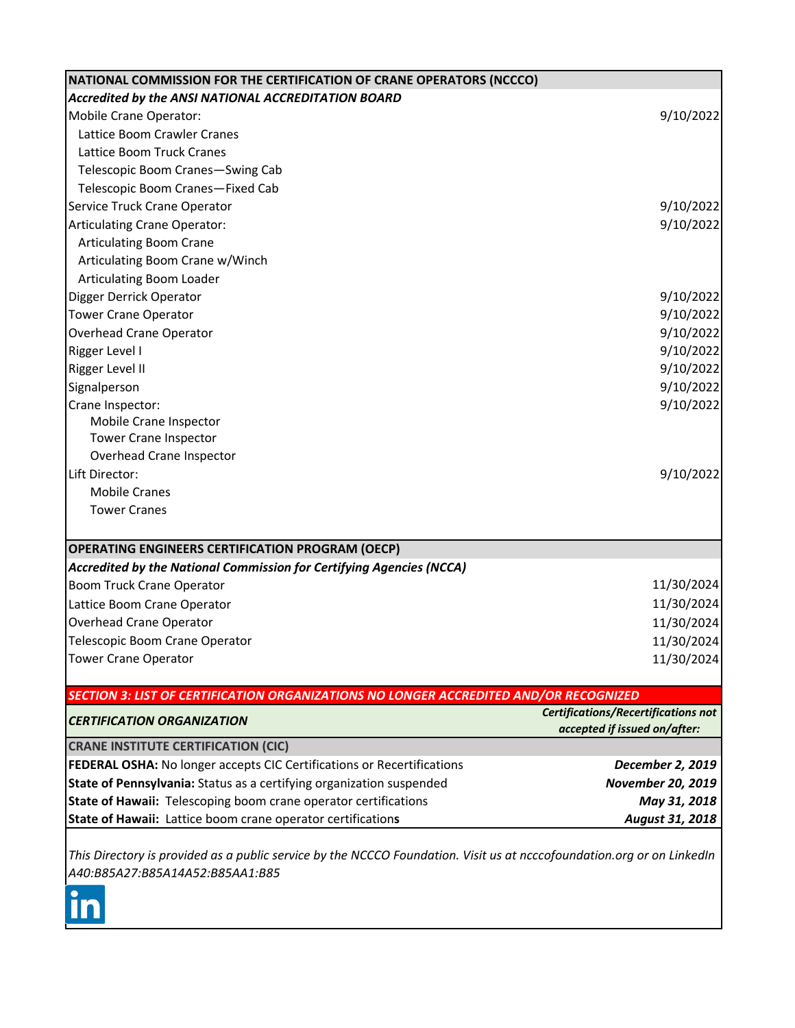| NATIONAL COMMISSION FOR THE CERTIFICATION OF CRANE OPERATORS (NCCCO) | |
|---|---|
| ***Accredited by the ANSI NATIONAL ACCREDITATION BOARD*** | |
| Mobile Crane Operator: | 9/10/2022 |
| Lattice Boom Crawler Cranes | |
| Lattice Boom Truck Cranes | |
| Telescopic Boom Cranes—Swing Cab | |
| Telescopic Boom Cranes—Fixed Cab | |
| Service Truck Crane Operator | 9/10/2022 |
| Articulating Crane Operator: | 9/10/2022 |
| Articulating Boom Crane | |
| Articulating Boom Crane w/Winch | |
| Articulating Boom Loader | |
| Digger Derrick Operator | 9/10/2022 |
| Tower Crane Operator | 9/10/2022 |
| Overhead Crane Operator | 9/10/2022 |
| Rigger Level I | 9/10/2022 |
| Rigger Level II | 9/10/2022 |
| Signalperson | 9/10/2022 |
| Crane Inspector: | 9/10/2022 |
| Mobile Crane Inspector | |
| Tower Crane Inspector | |
| Overhead Crane Inspector | |
| Lift Director: | 9/10/2022 |
| Mobile Cranes | |
| Tower Cranes | |

| OPERATING ENGINEERS CERTIFICATION PROGRAM (OECP) | |
|---|---|
| ***Accredited by the National Commission for Certifying Agencies (NCCA)*** | |
| Boom Truck Crane Operator | 11/30/2024 |
| Lattice Boom Crane Operator | 11/30/2024 |
| Overhead Crane Operator | 11/30/2024 |
| Telescopic Boom Crane Operator | 11/30/2024 |
| Tower Crane Operator | 11/30/2024 |

## *SECTION 3: LIST OF CERTIFICATION ORGANIZATIONS NO LONGER ACCREDITED AND/OR RECOGNIZED*

| *CERTIFICATION ORGANIZATION* | *Certifications/Recertifications not accepted if issued on/after:* |
|---|---|
| **CRANE INSTITUTE CERTIFICATION (CIC)** | |
| **FEDERAL OSHA:** No longer accepts CIC Certifications or Recertifications | ***December 2, 2019*** |
| **State of Pennsylvania:** Status as a certifying organization suspended | ***November 20, 2019*** |
| **State of Hawaii:** Telescoping boom crane operator certifications | ***May 31, 2018*** |
| **State of Hawaii:** Lattice boom crane operator certifications | ***August 31, 2018*** |

*This Directory is provided as a public service by the NCCCO Foundation. Visit us at ncccofoundation.org or on LinkedIn*

*A40:B85A27:B85A14A52:B85AA1:B85*